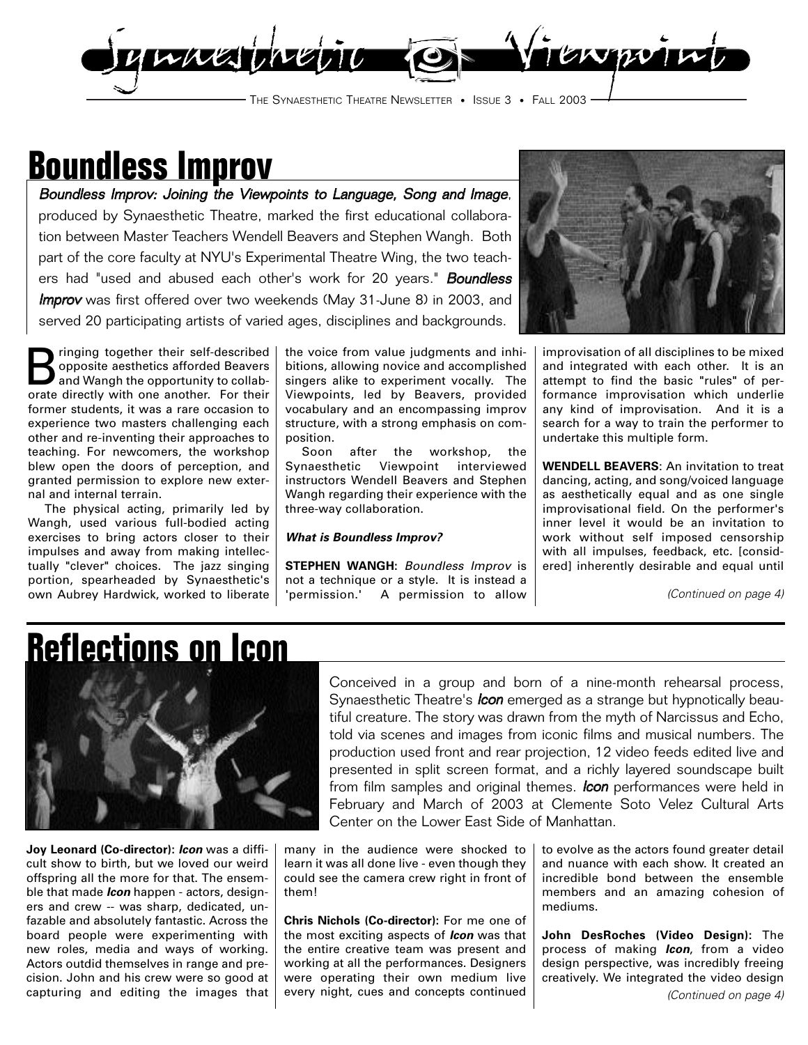# Synaesthetic Viewpoint

THE SYNAESTHETIC THEATRE NEWSLETTER • ISSUE 3 • FALL 2003

## Boundless Improv

***Boundless Improv: Joining the Viewpoints to Language, Song and Image***, produced by Synaesthetic Theatre, marked the first educational collaboration between Master Teachers Wendell Beavers and Stephen Wangh. Both part of the core faculty at NYU's Experimental Theatre Wing, the two teachers had "used and abused each other's work for 20 years." ***Boundless Improv*** was first offered over two weekends (May 31-June 8) in 2003, and served 20 participating artists of varied ages, disciplines and backgrounds.

Bringing together their self-described opposite aesthetics afforded Beavers and Wangh the opportunity to collaborate directly with one another. For their former students, it was a rare occasion to experience two masters challenging each other and re-inventing their approaches to teaching. For newcomers, the workshop blew open the doors of perception, and granted permission to explore new external and internal terrain.

The physical acting, primarily led by Wangh, used various full-bodied acting exercises to bring actors closer to their impulses and away from making intellectually "clever" choices. The jazz singing portion, spearheaded by Synaesthetic's own Aubrey Hardwick, worked to liberate the voice from value judgments and inhibitions, allowing novice and accomplished singers alike to experiment vocally. The Viewpoints, led by Beavers, provided vocabulary and an encompassing improv structure, with a strong emphasis on composition.

Soon after the workshop, the Synaesthetic Viewpoint interviewed instructors Wendell Beavers and Stephen Wangh regarding their experience with the three-way collaboration.

***What is Boundless Improv?***

**STEPHEN WANGH:** *Boundless Improv* is not a technique or a style. It is instead a 'permission.' A permission to allow improvisation of all disciplines to be mixed and integrated with each other. It is an attempt to find the basic "rules" of performance improvisation which underlie any kind of improvisation. And it is a search for a way to train the performer to undertake this multiple form.

**WENDELL BEAVERS**: An invitation to treat dancing, acting, and song/voiced language as aesthetically equal and as one single improvisational field. On the performer's inner level it would be an invitation to work without self imposed censorship with all impulses, feedback, etc. [considered] inherently desirable and equal until

*(Continued on page 4)*

## Reflections on Icon

Conceived in a group and born of a nine-month rehearsal process, Synaesthetic Theatre's ***Icon*** emerged as a strange but hypnotically beautiful creature. The story was drawn from the myth of Narcissus and Echo, told via scenes and images from iconic films and musical numbers. The production used front and rear projection, 12 video feeds edited live and presented in split screen format, and a richly layered soundscape built from film samples and original themes. ***Icon*** performances were held in February and March of 2003 at Clemente Soto Velez Cultural Arts Center on the Lower East Side of Manhattan.

**Joy Leonard (Co-director):** ***Icon*** was a difficult show to birth, but we loved our weird offspring all the more for that. The ensemble that made ***Icon*** happen - actors, designers and crew -- was sharp, dedicated, unfazable and absolutely fantastic. Across the board people were experimenting with new roles, media and ways of working. Actors outdid themselves in range and precision. John and his crew were so good at capturing and editing the images that many in the audience were shocked to learn it was all done live - even though they could see the camera crew right in front of them!

**Chris Nichols (Co-director):** For me one of the most exciting aspects of ***Icon*** was that the entire creative team was present and working at all the performances. Designers were operating their own medium live every night, cues and concepts continued to evolve as the actors found greater detail and nuance with each show. It created an incredible bond between the ensemble members and an amazing cohesion of mediums.

**John DesRoches (Video Design):** The process of making ***Icon***, from a video design perspective, was incredibly freeing creatively. We integrated the video design

*(Continued on page 4)*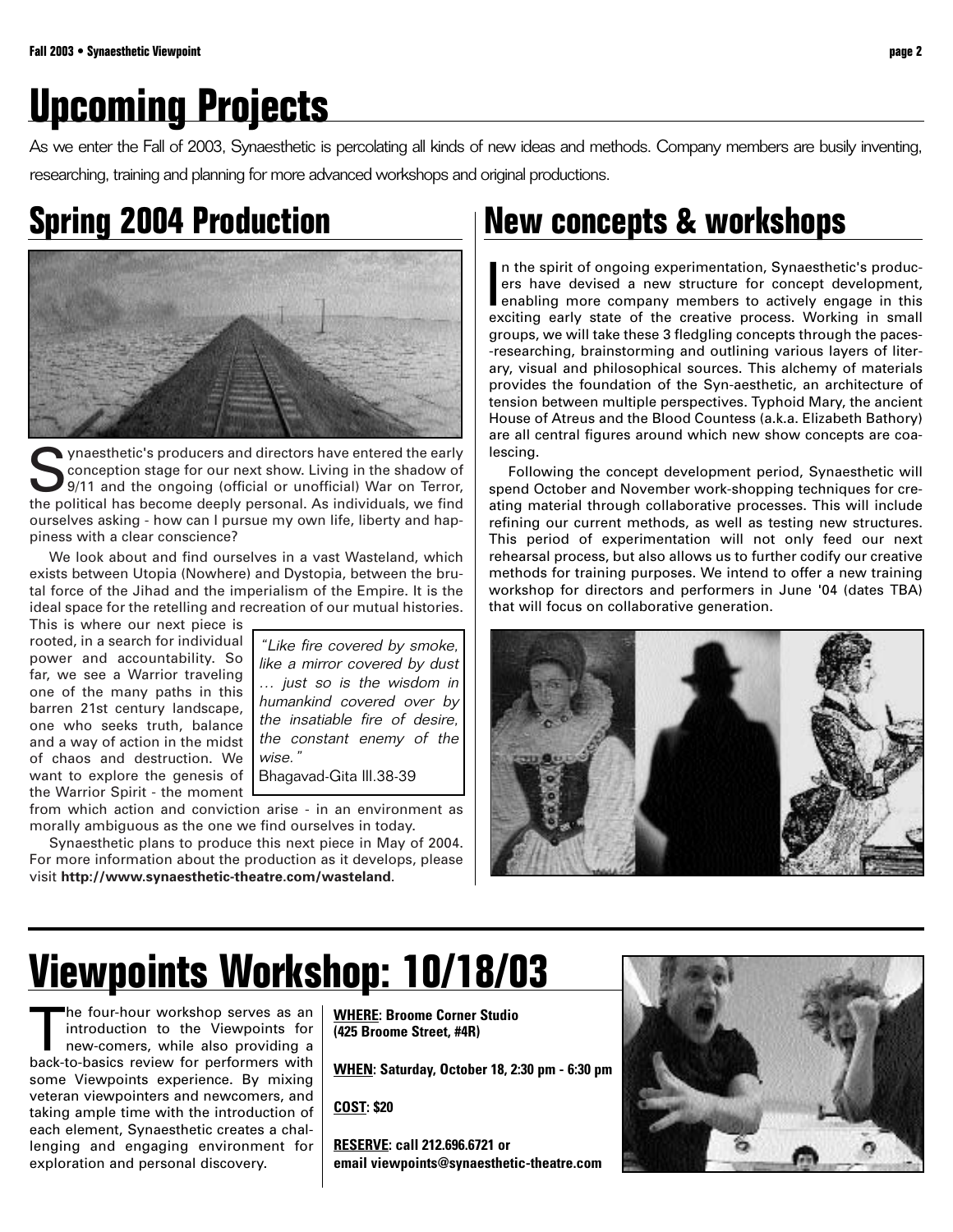# Upcoming Projects

As we enter the Fall of 2003, Synaesthetic is percolating all kinds of new ideas and methods. Company members are busily inventing, researching, training and planning for more advanced workshops and original productions.

## Spring 2004 Production

Synaesthetic's producers and directors have entered the early conception stage for our next show. Living in the shadow of 9/11 and the ongoing (official or unofficial) War on Terror, the political has become deeply personal. As individuals, we find ourselves asking - how can I pursue my own life, liberty and happiness with a clear conscience?

We look about and find ourselves in a vast Wasteland, which exists between Utopia (Nowhere) and Dystopia, between the brutal force of the Jihad and the imperialism of the Empire. It is the ideal space for the retelling and recreation of our mutual histories. This is where our next piece is rooted, in a search for individual power and accountability. So far, we see a Warrior traveling one of the many paths in this barren 21st century landscape, one who seeks truth, balance and a way of action in the midst of chaos and destruction. We want to explore the genesis of the Warrior Spirit - the moment from which action and conviction arise - in an environment as morally ambiguous as the one we find ourselves in today.

> *"Like fire covered by smoke, like a mirror covered by dust … just so is the wisdom in humankind covered over by the insatiable fire of desire, the constant enemy of the wise."*
> Bhagavad-Gita III.38-39

Synaesthetic plans to produce this next piece in May of 2004. For more information about the production as it develops, please visit **http://www.synaesthetic-theatre.com/wasteland**.

## New concepts & workshops

In the spirit of ongoing experimentation, Synaesthetic's producers have devised a new structure for concept development, enabling more company members to actively engage in this exciting early state of the creative process. Working in small groups, we will take these 3 fledgling concepts through the paces--researching, brainstorming and outlining various layers of literary, visual and philosophical sources. This alchemy of materials provides the foundation of the Syn-aesthetic, an architecture of tension between multiple perspectives. Typhoid Mary, the ancient House of Atreus and the Blood Countess (a.k.a. Elizabeth Bathory) are all central figures around which new show concepts are coalescing.

Following the concept development period, Synaesthetic will spend October and November work-shopping techniques for creating material through collaborative processes. This will include refining our current methods, as well as testing new structures. This period of experimentation will not only feed our next rehearsal process, but also allows us to further codify our creative methods for training purposes. We intend to offer a new training workshop for directors and performers in June '04 (dates TBA) that will focus on collaborative generation.

# Viewpoints Workshop: 10/18/03

The four-hour workshop serves as an introduction to the Viewpoints for new-comers, while also providing a back-to-basics review for performers with some Viewpoints experience. By mixing veteran viewpointers and newcomers, and taking ample time with the introduction of each element, Synaesthetic creates a challenging and engaging environment for exploration and personal discovery.

**WHERE: Broome Corner Studio (425 Broome Street, #4R)**

**WHEN: Saturday, October 18, 2:30 pm - 6:30 pm**

**COST: $20**

**RESERVE: call 212.696.6721 or email viewpoints@synaesthetic-theatre.com**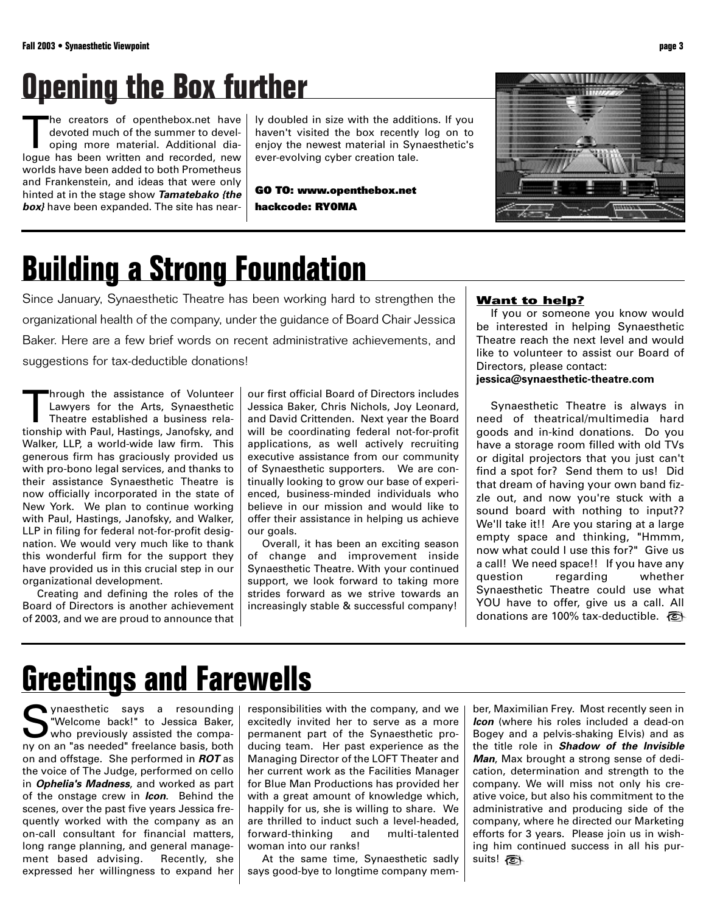# Opening the Box further

The creators of openthebox.net have devoted much of the summer to developing more material. Additional dialogue has been written and recorded, new worlds have been added to both Prometheus and Frankenstein, and ideas that were only hinted at in the stage show ***Tamatebako {the box}*** have been expanded. The site has nearly doubled in size with the additions. If you haven't visited the box recently log on to enjoy the newest material in Synaesthetic's ever-evolving cyber creation tale.

**GO TO: www.openthebox.net**
**hackcode: RYOMA**

# Building a Strong Foundation

Since January, Synaesthetic Theatre has been working hard to strengthen the organizational health of the company, under the guidance of Board Chair Jessica Baker. Here are a few brief words on recent administrative achievements, and suggestions for tax-deductible donations!

Through the assistance of Volunteer Lawyers for the Arts, Synaesthetic Theatre established a business relationship with Paul, Hastings, Janofsky, and Walker, LLP, a world-wide law firm. This generous firm has graciously provided us with pro-bono legal services, and thanks to their assistance Synaesthetic Theatre is now officially incorporated in the state of New York. We plan to continue working with Paul, Hastings, Janofsky, and Walker, LLP in filing for federal not-for-profit designation. We would very much like to thank this wonderful firm for the support they have provided us in this crucial step in our organizational development.

Creating and defining the roles of the Board of Directors is another achievement of 2003, and we are proud to announce that our first official Board of Directors includes Jessica Baker, Chris Nichols, Joy Leonard, and David Crittenden. Next year the Board will be coordinating federal not-for-profit applications, as well actively recruiting executive assistance from our community of Synaesthetic supporters. We are continually looking to grow our base of experienced, business-minded individuals who believe in our mission and would like to offer their assistance in helping us achieve our goals.

Overall, it has been an exciting season of change and improvement inside Synaesthetic Theatre. With your continued support, we look forward to taking more strides forward as we strive towards an increasingly stable & successful company!

### Want to help?

If you or someone you know would be interested in helping Synaesthetic Theatre reach the next level and would like to volunteer to assist our Board of Directors, please contact:
**jessica@synaesthetic-theatre.com**

Synaesthetic Theatre is always in need of theatrical/multimedia hard goods and in-kind donations. Do you have a storage room filled with old TVs or digital projectors that you just can't find a spot for? Send them to us! Did that dream of having your own band fizzle out, and now you're stuck with a sound board with nothing to input?? We'll take it!! Are you staring at a large empty space and thinking, "Hmmm, now what could I use this for?" Give us a call! We need space!! If you have any question regarding whether Synaesthetic Theatre could use what YOU have to offer, give us a call. All donations are 100% tax-deductible.

# Greetings and Farewells

Synaesthetic says a resounding "Welcome back!" to Jessica Baker, who previously assisted the company on an "as needed" freelance basis, both on and offstage. She performed in ***ROT*** as the voice of The Judge, performed on cello in ***Ophelia's Madness***, and worked as part of the onstage crew in ***Icon***. Behind the scenes, over the past five years Jessica frequently worked with the company as an on-call consultant for financial matters, long range planning, and general management based advising. Recently, she expressed her willingness to expand her responsibilities with the company, and we excitedly invited her to serve as a more permanent part of the Synaesthetic producing team. Her past experience as the Managing Director of the LOFT Theater and her current work as the Facilities Manager for Blue Man Productions has provided her with a great amount of knowledge which, happily for us, she is willing to share. We are thrilled to induct such a level-headed, forward-thinking and multi-talented woman into our ranks!

At the same time, Synaesthetic sadly says good-bye to longtime company member, Maximilian Frey. Most recently seen in ***Icon*** (where his roles included a dead-on Bogey and a pelvis-shaking Elvis) and as the title role in ***Shadow of the Invisible Man***, Max brought a strong sense of dedication, determination and strength to the company. We will miss not only his creative voice, but also his commitment to the administrative and producing side of the company, where he directed our Marketing efforts for 3 years. Please join us in wishing him continued success in all his pursuits!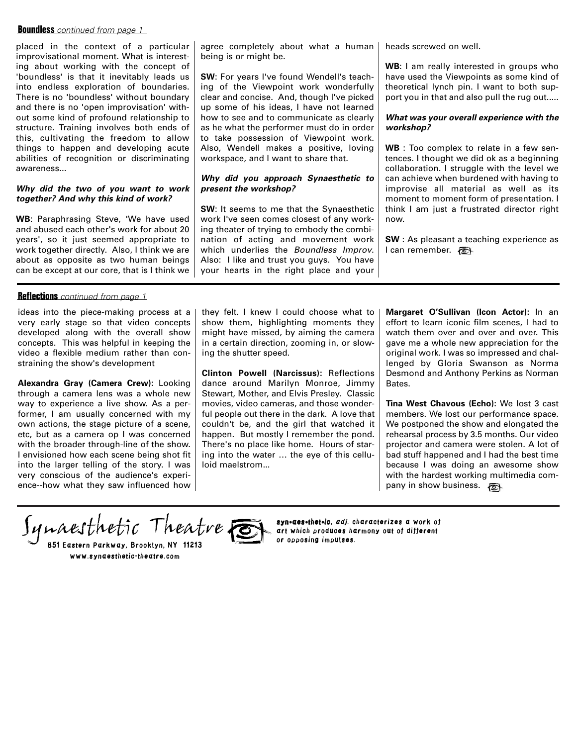**Boundless** *continued from page 1*

placed in the context of a particular improvisational moment. What is interesting about working with the concept of 'boundless' is that it inevitably leads us into endless exploration of boundaries. There is no 'boundless' without boundary and there is no 'open improvisation' without some kind of profound relationship to structure. Training involves both ends of this, cultivating the freedom to allow things to happen and developing acute abilities of recognition or discriminating awareness...

***Why did the two of you want to work together? And why this kind of work?***

**WB**: Paraphrasing Steve, 'We have used and abused each other's work for about 20 years', so it just seemed appropriate to work together directly. Also, I think we are about as opposite as two human beings can be except at our core, that is I think we agree completely about what a human being is or might be.

**SW**: For years I've found Wendell's teaching of the Viewpoint work wonderfully clear and concise. And, though I've picked up some of his ideas, I have not learned how to see and to communicate as clearly as he what the performer must do in order to take possession of Viewpoint work. Also, Wendell makes a positive, loving workspace, and I want to share that.

***Why did you approach Synaesthetic to present the workshop?***

**SW**: It seems to me that the Synaesthetic work I've seen comes closest of any working theater of trying to embody the combination of acting and movement work which underlies the *Boundless Improv*. Also: I like and trust you guys. You have your hearts in the right place and your heads screwed on well.

**WB**: I am really interested in groups who have used the Viewpoints as some kind of theoretical lynch pin. I want to both support you in that and also pull the rug out.....

***What was your overall experience with the workshop?***

**WB** : Too complex to relate in a few sentences. I thought we did ok as a beginning collaboration. I struggle with the level we can achieve when burdened with having to improvise all material as well as its moment to moment form of presentation. I think I am just a frustrated director right now.

**SW** : As pleasant a teaching experience as I can remember.

**Reflections** *continued from page 1*

ideas into the piece-making process at a very early stage so that video concepts developed along with the overall show concepts. This was helpful in keeping the video a flexible medium rather than constraining the show's development

**Alexandra Gray (Camera Crew):** Looking through a camera lens was a whole new way to experience a live show. As a performer, I am usually concerned with my own actions, the stage picture of a scene, etc, but as a camera op I was concerned with the broader through-line of the show. I envisioned how each scene being shot fit into the larger telling of the story. I was very conscious of the audience's experience--how what they saw influenced how they felt. I knew I could choose what to show them, highlighting moments they might have missed, by aiming the camera in a certain direction, zooming in, or slowing the shutter speed.

**Clinton Powell (Narcissus):** Reflections dance around Marilyn Monroe, Jimmy Stewart, Mother, and Elvis Presley. Classic movies, video cameras, and those wonderful people out there in the dark. A love that couldn't be, and the girl that watched it happen. But mostly I remember the pond. There's no place like home. Hours of staring into the water … the eye of this celluloid maelstrom...

**Margaret O'Sullivan (Icon Actor):** In an effort to learn iconic film scenes, I had to watch them over and over and over. This gave me a whole new appreciation for the original work. I was so impressed and challenged by Gloria Swanson as Norma Desmond and Anthony Perkins as Norman Bates.

**Tina West Chavous (Echo):** We lost 3 cast members. We lost our performance space. We postponed the show and elongated the rehearsal process by 3.5 months. Our video projector and camera were stolen. A lot of bad stuff happened and I had the best time because I was doing an awesome show with the hardest working multimedia company in show business.

Synaesthetic Theatre
851 Eastern Parkway, Brooklyn, NY 11213
www.synaesthetic-theatre.com

**syn•aes•thet•ic**, *adj.* characterizes a work of art which produces harmony out of different or opposing impulses.